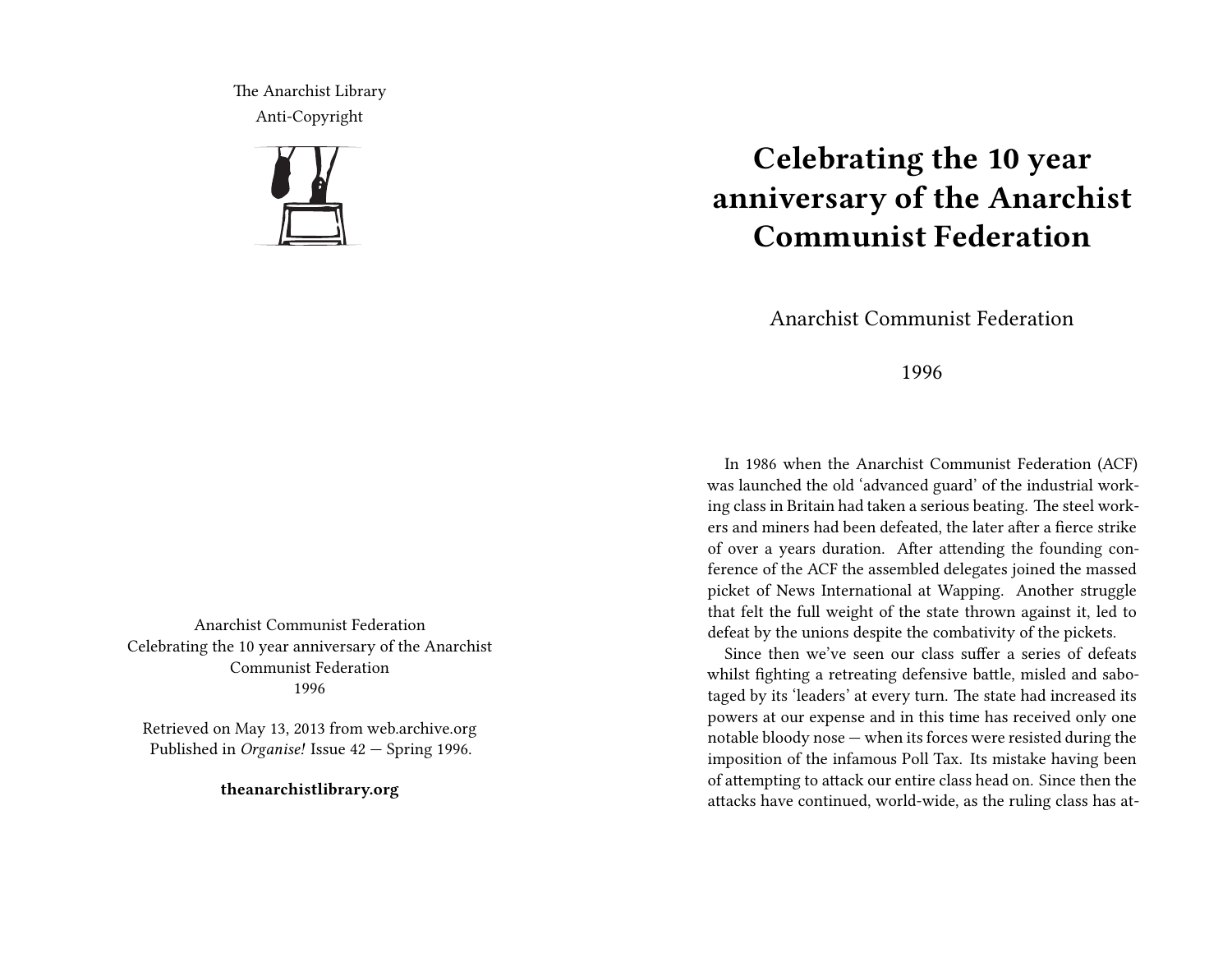The Anarchist Library
Anti-Copyright

Anarchist Communist Federation
Celebrating the 10 year anniversary of the Anarchist Communist Federation
1996

Retrieved on May 13, 2013 from web.archive.org
Published in *Organise!* Issue 42 — Spring 1996.

**theanarchistlibrary.org**

# Celebrating the 10 year anniversary of the Anarchist Communist Federation

Anarchist Communist Federation

1996

In 1986 when the Anarchist Communist Federation (ACF) was launched the old 'advanced guard' of the industrial working class in Britain had taken a serious beating. The steel workers and miners had been defeated, the later after a fierce strike of over a years duration. After attending the founding conference of the ACF the assembled delegates joined the massed picket of News International at Wapping. Another struggle that felt the full weight of the state thrown against it, led to defeat by the unions despite the combativity of the pickets.

Since then we've seen our class suffer a series of defeats whilst fighting a retreating defensive battle, misled and sabotaged by its 'leaders' at every turn. The state had increased its powers at our expense and in this time has received only one notable bloody nose — when its forces were resisted during the imposition of the infamous Poll Tax. Its mistake having been of attempting to attack our entire class head on. Since then the attacks have continued, world-wide, as the ruling class has at-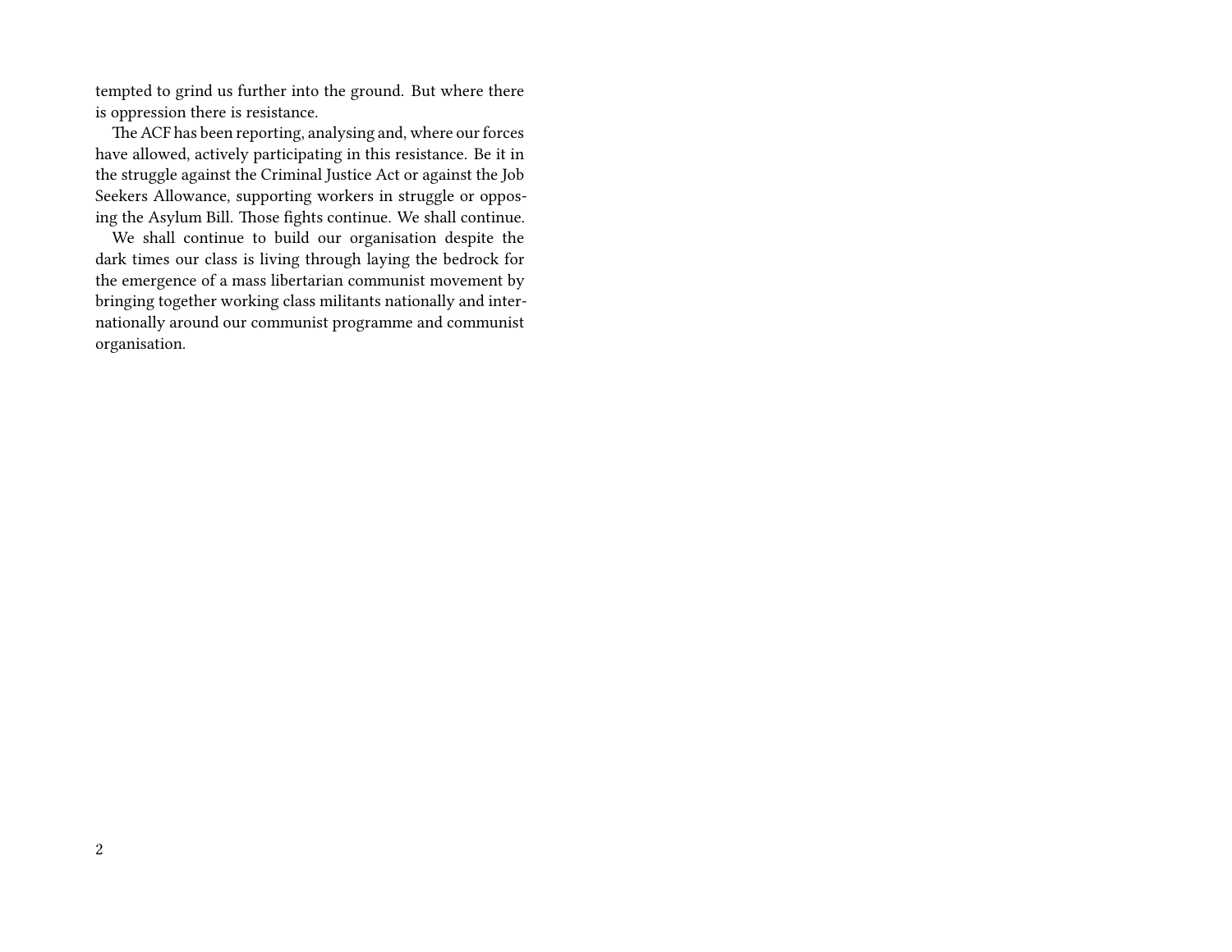tempted to grind us further into the ground. But where there is oppression there is resistance.

The ACF has been reporting, analysing and, where our forces have allowed, actively participating in this resistance. Be it in the struggle against the Criminal Justice Act or against the Job Seekers Allowance, supporting workers in struggle or opposing the Asylum Bill. Those fights continue. We shall continue.

We shall continue to build our organisation despite the dark times our class is living through laying the bedrock for the emergence of a mass libertarian communist movement by bringing together working class militants nationally and internationally around our communist programme and communist organisation.